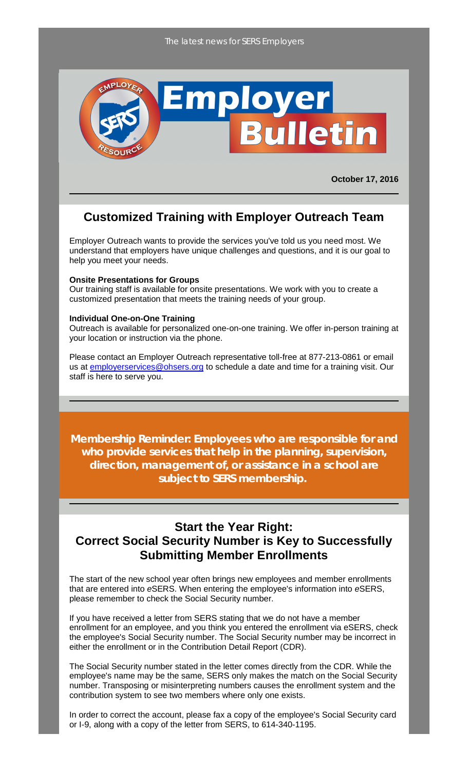The latest news for SERS Employers

# Employer Bulletin

**October 17, 2016**

## Customized Training with Employer Outreach Team

Employer Outreach wants to provide the services you've told us you need most. We understand that employers have unique challenges and questions, and it is our goal to help you meet your needs.

**Onsite Presentations for Groups**
Our training staff is available for onsite presentations. We work with you to create a customized presentation that meets the training needs of your group.

**Individual One-on-One Training**
Outreach is available for personalized one-on-one training. We offer in-person training at your location or instruction via the phone.

Please contact an Employer Outreach representative toll-free at 877-213-0861 or email us at employerservices@ohsers.org to schedule a date and time for a training visit. Our staff is here to serve you.

---

**Membership Reminder: Employees who are responsible for and who provide services that help in the planning, supervision, direction, management of, or assistance in a school are subject to SERS membership.**

---

## Start the Year Right: Correct Social Security Number is Key to Successfully Submitting Member Enrollments

The start of the new school year often brings new employees and member enrollments that are entered into *e*SERS. When entering the employee's information into *e*SERS, please remember to check the Social Security number.

If you have received a letter from SERS stating that we do not have a member enrollment for an employee, and you think you entered the enrollment via eSERS, check the employee's Social Security number. The Social Security number may be incorrect in either the enrollment or in the Contribution Detail Report (CDR).

The Social Security number stated in the letter comes directly from the CDR. While the employee's name may be the same, SERS only makes the match on the Social Security number. Transposing or misinterpreting numbers causes the enrollment system and the contribution system to see two members where only one exists.

In order to correct the account, please fax a copy of the employee's Social Security card or I-9, along with a copy of the letter from SERS, to 614-340-1195.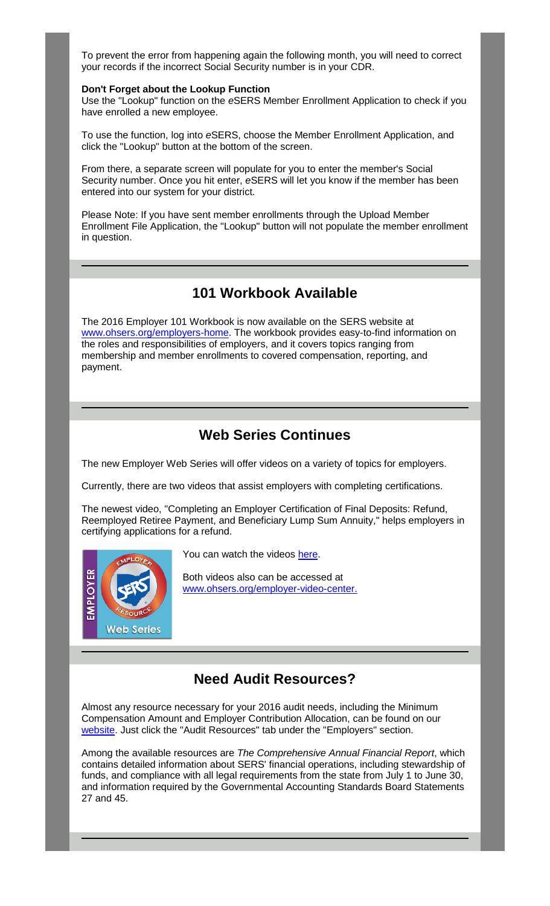To prevent the error from happening again the following month, you will need to correct your records if the incorrect Social Security number is in your CDR.

**Don't Forget about the Lookup Function**

Use the "Lookup" function on the *e*SERS Member Enrollment Application to check if you have enrolled a new employee.

To use the function, log into *e*SERS, choose the Member Enrollment Application, and click the "Lookup" button at the bottom of the screen.

From there, a separate screen will populate for you to enter the member's Social Security number. Once you hit enter, *e*SERS will let you know if the member has been entered into our system for your district.

Please Note: If you have sent member enrollments through the Upload Member Enrollment File Application, the "Lookup" button will not populate the member enrollment in question.

## 101 Workbook Available

The 2016 Employer 101 Workbook is now available on the SERS website at www.ohsers.org/employers-home. The workbook provides easy-to-find information on the roles and responsibilities of employers, and it covers topics ranging from membership and member enrollments to covered compensation, reporting, and payment.

## Web Series Continues

The new Employer Web Series will offer videos on a variety of topics for employers.

Currently, there are two videos that assist employers with completing certifications.

The newest video, "Completing an Employer Certification of Final Deposits: Refund, Reemployed Retiree Payment, and Beneficiary Lump Sum Annuity," helps employers in certifying applications for a refund.

You can watch the videos here.

Both videos also can be accessed at www.ohsers.org/employer-video-center.

## Need Audit Resources?

Almost any resource necessary for your 2016 audit needs, including the Minimum Compensation Amount and Employer Contribution Allocation, can be found on our website. Just click the "Audit Resources" tab under the "Employers" section.

Among the available resources are *The Comprehensive Annual Financial Report*, which contains detailed information about SERS' financial operations, including stewardship of funds, and compliance with all legal requirements from the state from July 1 to June 30, and information required by the Governmental Accounting Standards Board Statements 27 and 45.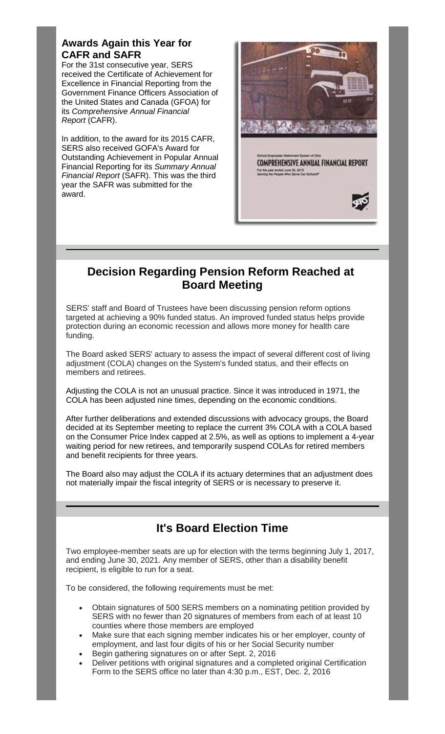## Awards Again this Year for CAFR and SAFR

For the 31st consecutive year, SERS received the Certificate of Achievement for Excellence in Financial Reporting from the Government Finance Officers Association of the United States and Canada (GFOA) for its *Comprehensive Annual Financial Report* (CAFR).

In addition, to the award for its 2015 CAFR, SERS also received GOFA's Award for Outstanding Achievement in Popular Annual Financial Reporting for its *Summary Annual Financial Report* (SAFR). This was the third year the SAFR was submitted for the award.

## Decision Regarding Pension Reform Reached at Board Meeting

SERS' staff and Board of Trustees have been discussing pension reform options targeted at achieving a 90% funded status. An improved funded status helps provide protection during an economic recession and allows more money for health care funding.

The Board asked SERS' actuary to assess the impact of several different cost of living adjustment (COLA) changes on the System's funded status, and their effects on members and retirees.

Adjusting the COLA is not an unusual practice. Since it was introduced in 1971, the COLA has been adjusted nine times, depending on the economic conditions.

After further deliberations and extended discussions with advocacy groups, the Board decided at its September meeting to replace the current 3% COLA with a COLA based on the Consumer Price Index capped at 2.5%, as well as options to implement a 4-year waiting period for new retirees, and temporarily suspend COLAs for retired members and benefit recipients for three years.

The Board also may adjust the COLA if its actuary determines that an adjustment does not materially impair the fiscal integrity of SERS or is necessary to preserve it.

## It's Board Election Time

Two employee-member seats are up for election with the terms beginning July 1, 2017, and ending June 30, 2021. Any member of SERS, other than a disability benefit recipient, is eligible to run for a seat.

To be considered, the following requirements must be met:

- Obtain signatures of 500 SERS members on a nominating petition provided by SERS with no fewer than 20 signatures of members from each of at least 10 counties where those members are employed
- Make sure that each signing member indicates his or her employer, county of employment, and last four digits of his or her Social Security number
- Begin gathering signatures on or after Sept. 2, 2016
- Deliver petitions with original signatures and a completed original Certification Form to the SERS office no later than 4:30 p.m., EST, Dec. 2, 2016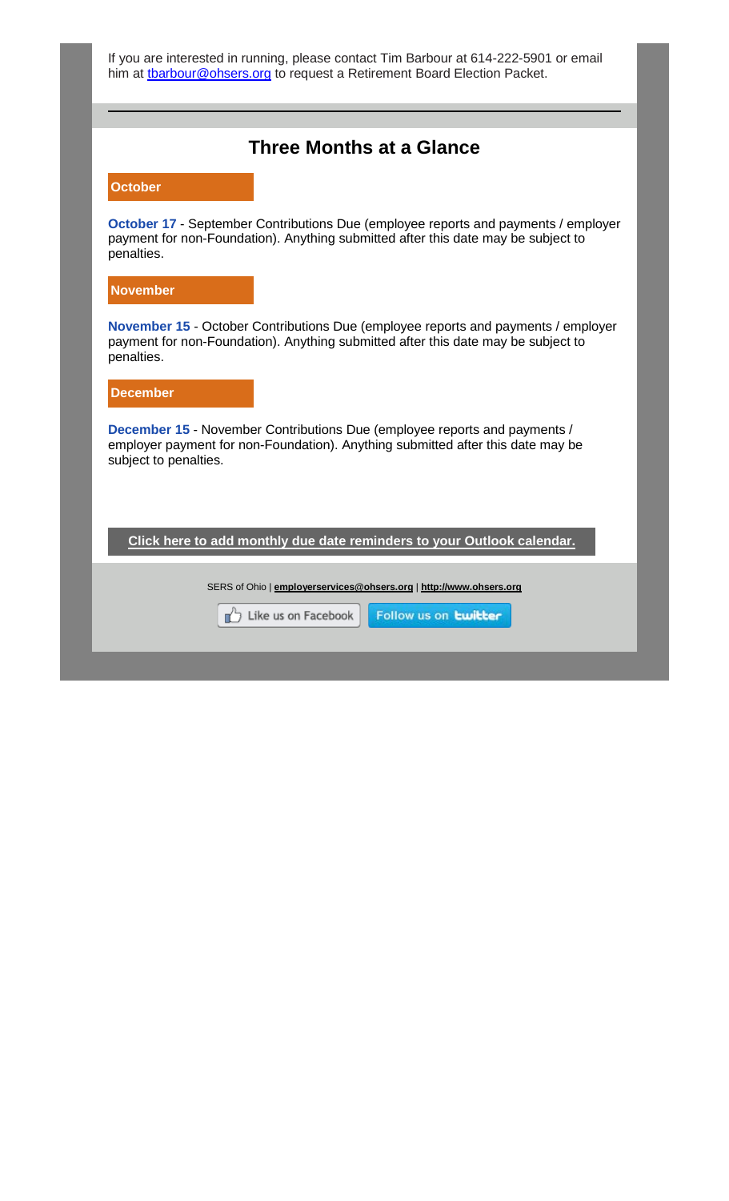If you are interested in running, please contact Tim Barbour at 614-222-5901 or email him at [tbarbour@ohsers.org](mailto:tbarbour@ohsers.org) to request a Retirement Board Election Packet.

---

## Three Months at a Glance

**October**

**October 17** - September Contributions Due (employee reports and payments / employer payment for non-Foundation). Anything submitted after this date may be subject to penalties.

**November**

**November 15** - October Contributions Due (employee reports and payments / employer payment for non-Foundation). Anything submitted after this date may be subject to penalties.

**December**

**December 15** - November Contributions Due (employee reports and payments / employer payment for non-Foundation). Anything submitted after this date may be subject to penalties.

**Click here to add monthly due date reminders to your Outlook calendar.**

SERS of Ohio | **employerservices@ohsers.org** | **http://www.ohsers.org**

Like us on Facebook | Follow us on twitter